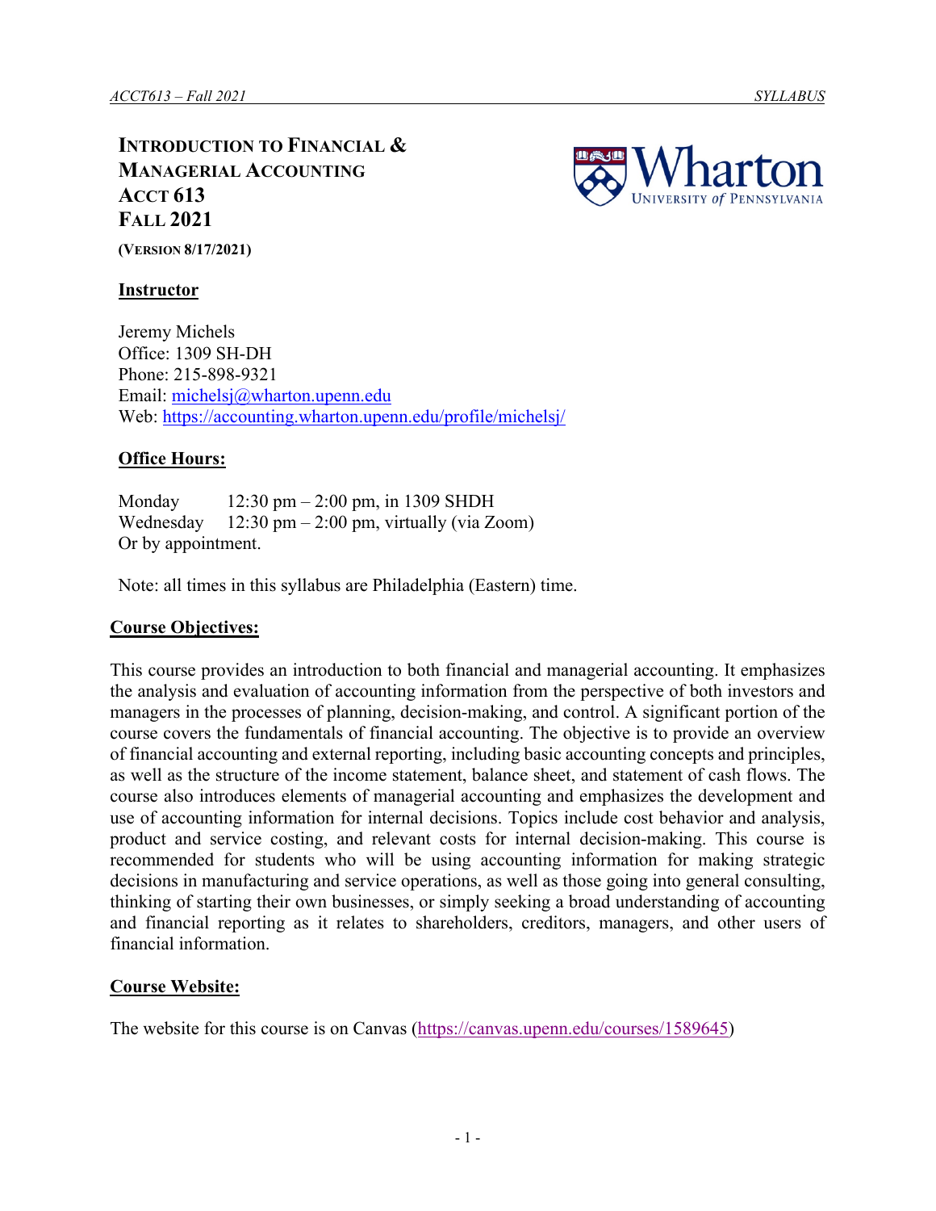# Introduction to Financial & Managerial Accounting
# ACCT 613
# Fall 2021

**(Version 8/17/2021)**

## Instructor

Jeremy Michels
Office: 1309 SH-DH
Phone: 215-898-9321
Email: michelsj@wharton.upenn.edu
Web: https://accounting.wharton.upenn.edu/profile/michelsj/

## Office Hours:

Monday 12:30 pm – 2:00 pm, in 1309 SHDH
Wednesday 12:30 pm – 2:00 pm, virtually (via Zoom)
Or by appointment.

Note: all times in this syllabus are Philadelphia (Eastern) time.

## Course Objectives:

This course provides an introduction to both financial and managerial accounting. It emphasizes the analysis and evaluation of accounting information from the perspective of both investors and managers in the processes of planning, decision-making, and control. A significant portion of the course covers the fundamentals of financial accounting. The objective is to provide an overview of financial accounting and external reporting, including basic accounting concepts and principles, as well as the structure of the income statement, balance sheet, and statement of cash flows. The course also introduces elements of managerial accounting and emphasizes the development and use of accounting information for internal decisions. Topics include cost behavior and analysis, product and service costing, and relevant costs for internal decision-making. This course is recommended for students who will be using accounting information for making strategic decisions in manufacturing and service operations, as well as those going into general consulting, thinking of starting their own businesses, or simply seeking a broad understanding of accounting and financial reporting as it relates to shareholders, creditors, managers, and other users of financial information.

## Course Website:

The website for this course is on Canvas (https://canvas.upenn.edu/courses/1589645)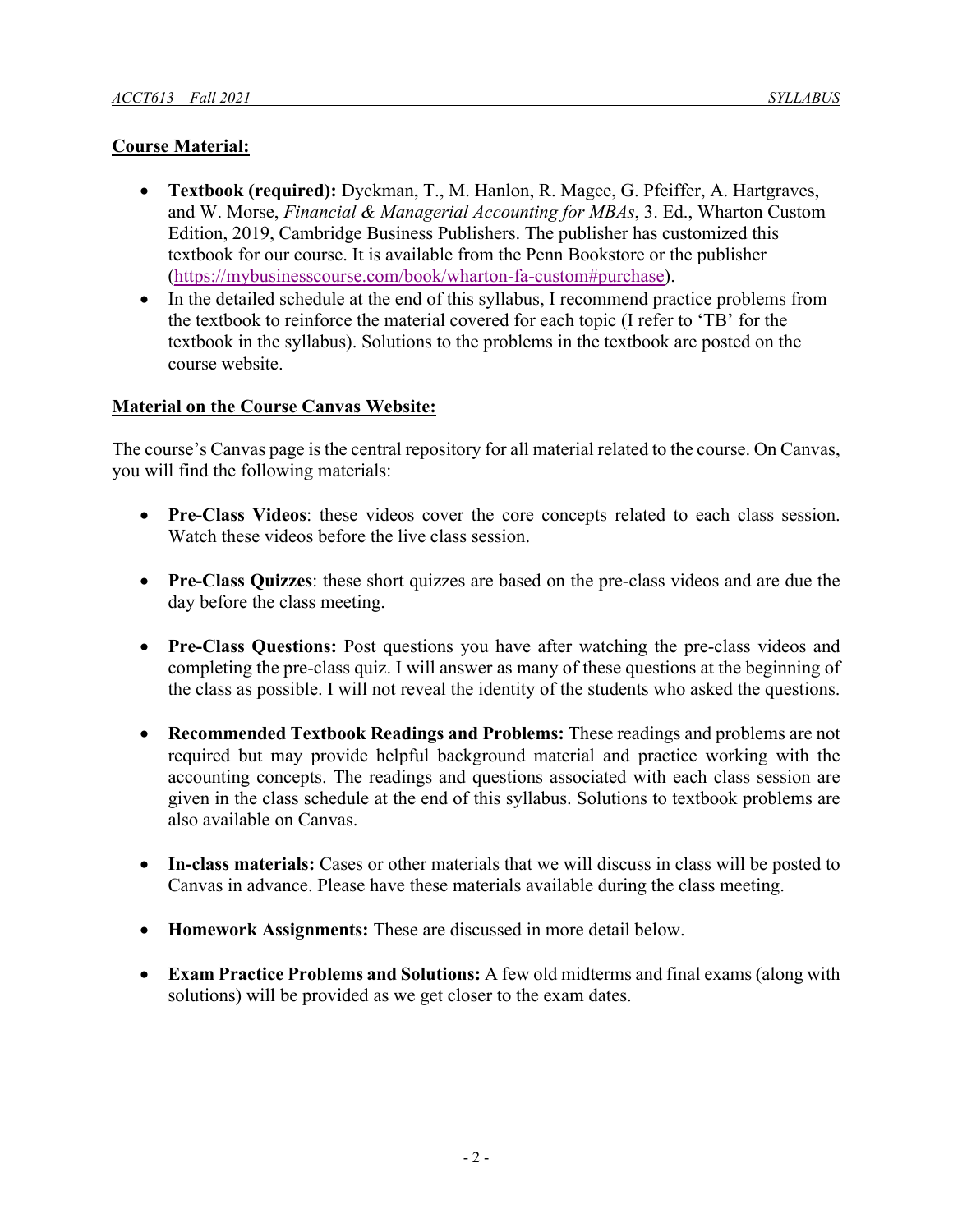**Course Material:**

- **Textbook (required):** Dyckman, T., M. Hanlon, R. Magee, G. Pfeiffer, A. Hartgraves, and W. Morse, *Financial & Managerial Accounting for MBAs*, 3. Ed., Wharton Custom Edition, 2019, Cambridge Business Publishers. The publisher has customized this textbook for our course. It is available from the Penn Bookstore or the publisher (https://mybusinesscourse.com/book/wharton-fa-custom#purchase).
- In the detailed schedule at the end of this syllabus, I recommend practice problems from the textbook to reinforce the material covered for each topic (I refer to 'TB' for the textbook in the syllabus). Solutions to the problems in the textbook are posted on the course website.

**Material on the Course Canvas Website:**

The course's Canvas page is the central repository for all material related to the course. On Canvas, you will find the following materials:

- **Pre-Class Videos**: these videos cover the core concepts related to each class session. Watch these videos before the live class session.

- **Pre-Class Quizzes**: these short quizzes are based on the pre-class videos and are due the day before the class meeting.

- **Pre-Class Questions:** Post questions you have after watching the pre-class videos and completing the pre-class quiz. I will answer as many of these questions at the beginning of the class as possible. I will not reveal the identity of the students who asked the questions.

- **Recommended Textbook Readings and Problems:** These readings and problems are not required but may provide helpful background material and practice working with the accounting concepts. The readings and questions associated with each class session are given in the class schedule at the end of this syllabus. Solutions to textbook problems are also available on Canvas.

- **In-class materials:** Cases or other materials that we will discuss in class will be posted to Canvas in advance. Please have these materials available during the class meeting.

- **Homework Assignments:** These are discussed in more detail below.

- **Exam Practice Problems and Solutions:** A few old midterms and final exams (along with solutions) will be provided as we get closer to the exam dates.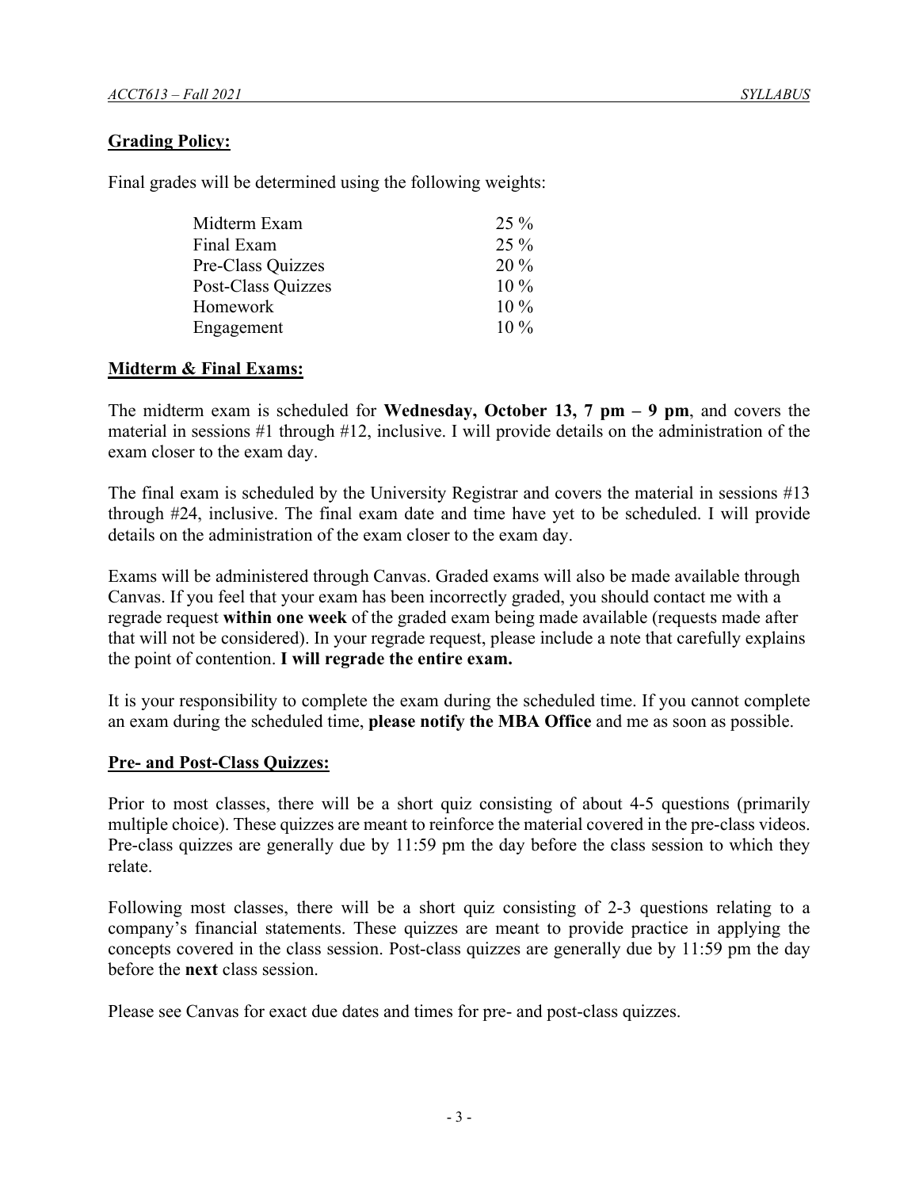## Grading Policy:

Final grades will be determined using the following weights:

| | |
|---|---|
| Midterm Exam | 25 % |
| Final Exam | 25 % |
| Pre-Class Quizzes | 20 % |
| Post-Class Quizzes | 10 % |
| Homework | 10 % |
| Engagement | 10 % |

## Midterm & Final Exams:

The midterm exam is scheduled for **Wednesday, October 13, 7 pm – 9 pm**, and covers the material in sessions #1 through #12, inclusive. I will provide details on the administration of the exam closer to the exam day.

The final exam is scheduled by the University Registrar and covers the material in sessions #13 through #24, inclusive. The final exam date and time have yet to be scheduled. I will provide details on the administration of the exam closer to the exam day.

Exams will be administered through Canvas. Graded exams will also be made available through Canvas. If you feel that your exam has been incorrectly graded, you should contact me with a regrade request **within one week** of the graded exam being made available (requests made after that will not be considered). In your regrade request, please include a note that carefully explains the point of contention. **I will regrade the entire exam.**

It is your responsibility to complete the exam during the scheduled time. If you cannot complete an exam during the scheduled time, **please notify the MBA Office** and me as soon as possible.

## Pre- and Post-Class Quizzes:

Prior to most classes, there will be a short quiz consisting of about 4-5 questions (primarily multiple choice). These quizzes are meant to reinforce the material covered in the pre-class videos. Pre-class quizzes are generally due by 11:59 pm the day before the class session to which they relate.

Following most classes, there will be a short quiz consisting of 2-3 questions relating to a company's financial statements. These quizzes are meant to provide practice in applying the concepts covered in the class session. Post-class quizzes are generally due by 11:59 pm the day before the **next** class session.

Please see Canvas for exact due dates and times for pre- and post-class quizzes.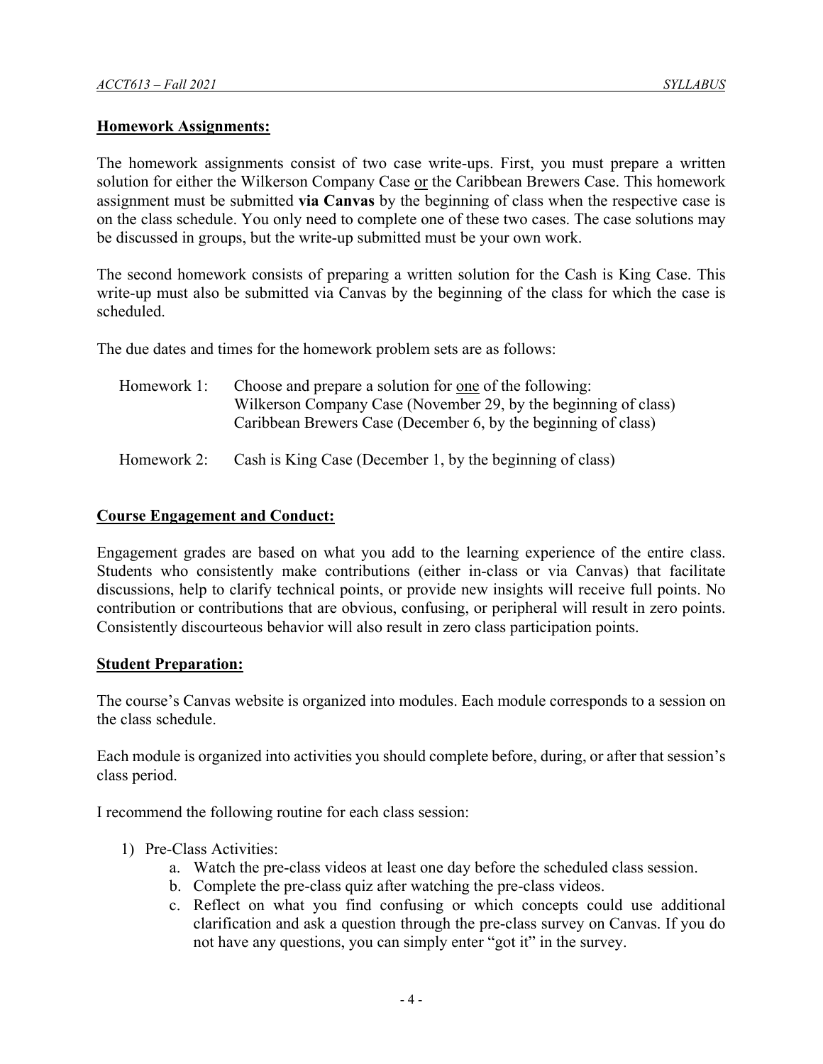## Homework Assignments:

The homework assignments consist of two case write-ups. First, you must prepare a written solution for either the Wilkerson Company Case <u>or</u> the Caribbean Brewers Case. This homework assignment must be submitted **via Canvas** by the beginning of class when the respective case is on the class schedule. You only need to complete one of these two cases. The case solutions may be discussed in groups, but the write-up submitted must be your own work.

The second homework consists of preparing a written solution for the Cash is King Case. This write-up must also be submitted via Canvas by the beginning of the class for which the case is scheduled.

The due dates and times for the homework problem sets are as follows:

Homework 1: Choose and prepare a solution for <u>one</u> of the following:
Wilkerson Company Case (November 29, by the beginning of class)
Caribbean Brewers Case (December 6, by the beginning of class)

Homework 2: Cash is King Case (December 1, by the beginning of class)

## Course Engagement and Conduct:

Engagement grades are based on what you add to the learning experience of the entire class. Students who consistently make contributions (either in-class or via Canvas) that facilitate discussions, help to clarify technical points, or provide new insights will receive full points. No contribution or contributions that are obvious, confusing, or peripheral will result in zero points. Consistently discourteous behavior will also result in zero class participation points.

## Student Preparation:

The course's Canvas website is organized into modules. Each module corresponds to a session on the class schedule.

Each module is organized into activities you should complete before, during, or after that session's class period.

I recommend the following routine for each class session:

1) Pre-Class Activities:
   a. Watch the pre-class videos at least one day before the scheduled class session.
   b. Complete the pre-class quiz after watching the pre-class videos.
   c. Reflect on what you find confusing or which concepts could use additional clarification and ask a question through the pre-class survey on Canvas. If you do not have any questions, you can simply enter "got it" in the survey.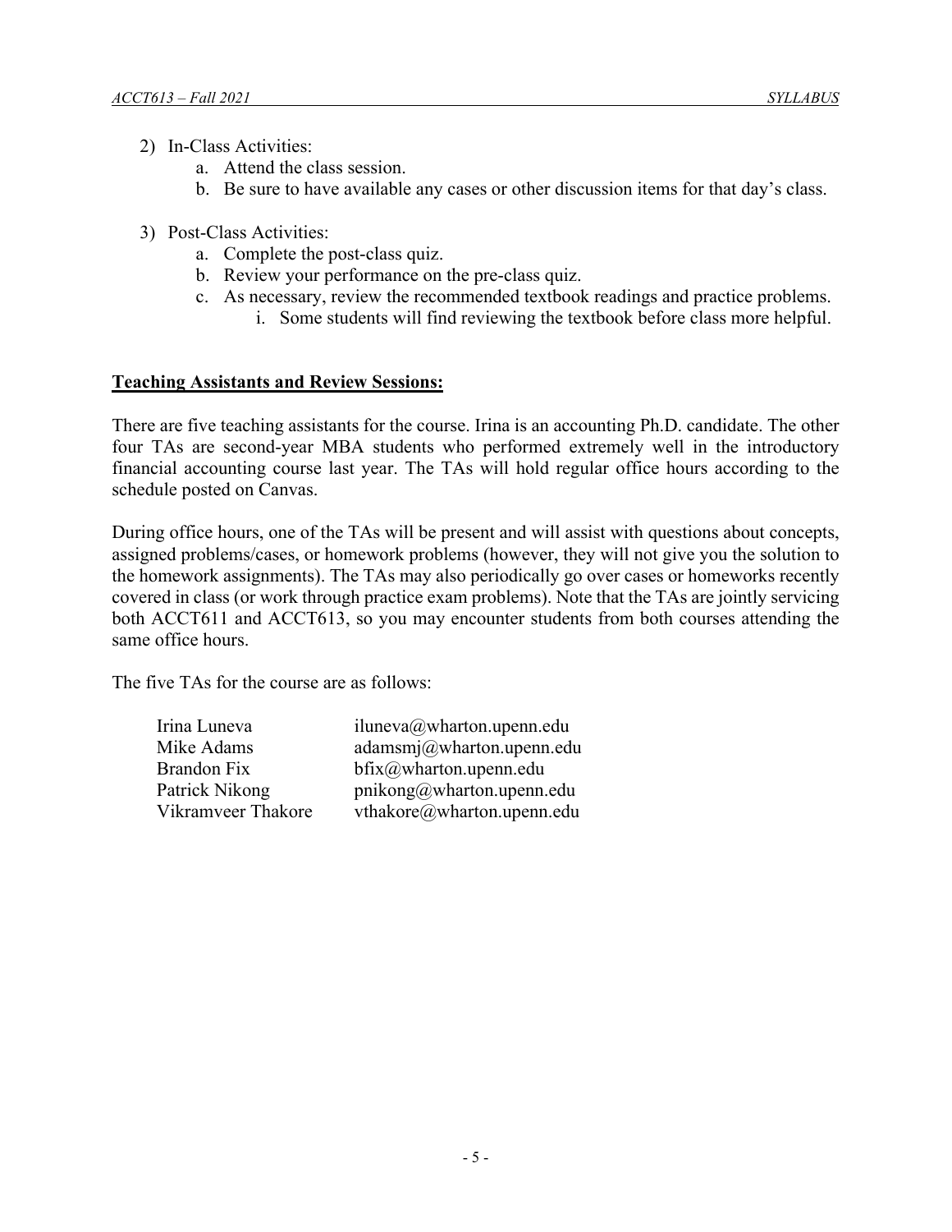2) In-Class Activities:
    a. Attend the class session.
    b. Be sure to have available any cases or other discussion items for that day's class.

3) Post-Class Activities:
    a. Complete the post-class quiz.
    b. Review your performance on the pre-class quiz.
    c. As necessary, review the recommended textbook readings and practice problems.
        i. Some students will find reviewing the textbook before class more helpful.

**<u>Teaching Assistants and Review Sessions:</u>**

There are five teaching assistants for the course. Irina is an accounting Ph.D. candidate. The other four TAs are second-year MBA students who performed extremely well in the introductory financial accounting course last year. The TAs will hold regular office hours according to the schedule posted on Canvas.

During office hours, one of the TAs will be present and will assist with questions about concepts, assigned problems/cases, or homework problems (however, they will not give you the solution to the homework assignments). The TAs may also periodically go over cases or homeworks recently covered in class (or work through practice exam problems). Note that the TAs are jointly servicing both ACCT611 and ACCT613, so you may encounter students from both courses attending the same office hours.

The five TAs for the course are as follows:

| | |
|---|---|
| Irina Luneva | iluneva@wharton.upenn.edu |
| Mike Adams | adamsmj@wharton.upenn.edu |
| Brandon Fix | bfix@wharton.upenn.edu |
| Patrick Nikong | pnikong@wharton.upenn.edu |
| Vikramveer Thakore | vthakore@wharton.upenn.edu |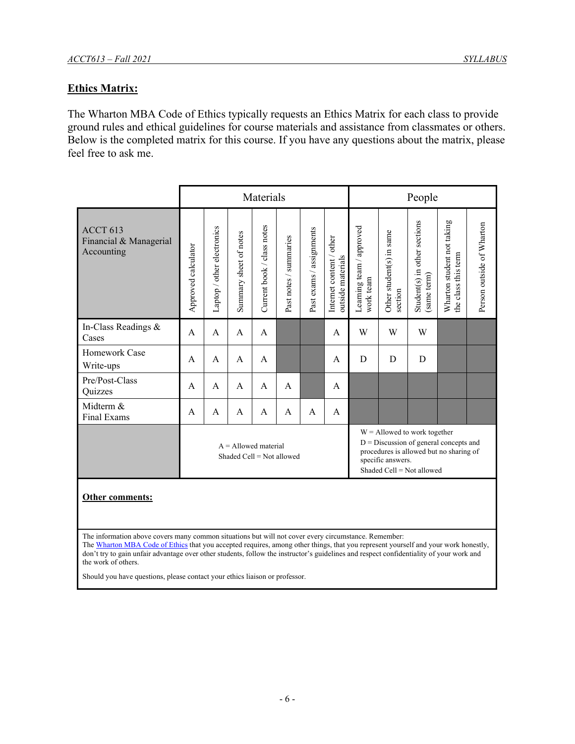## Ethics Matrix:

The Wharton MBA Code of Ethics typically requests an Ethics Matrix for each class to provide ground rules and ethical guidelines for course materials and assistance from classmates or others. Below is the completed matrix for this course. If you have any questions about the matrix, please feel free to ask me.

| | Materials | | | | | | | People | | | | |
|---|---|---|---|---|---|---|---|---|---|---|---|---|
| ACCT 613 Financial & Managerial Accounting | Approved calculator | Laptop / other electronics | Summary sheet of notes | Current book / class notes | Past notes / summaries | Past exams / assignments | Internet content / other outside materials | Learning team / approved work team | Other student(s) in same section | Student(s) in other sections (same term) | Wharton student not taking the class this term | Person outside of Wharton |
| In-Class Readings & Cases | A | A | A | A | | | A | W | W | W | | |
| Homework Case Write-ups | A | A | A | A | | | A | D | D | D | | |
| Pre/Post-Class Quizzes | A | A | A | A | A | | A | | | | | |
| Midterm & Final Exams | A | A | A | A | A | A | A | | | | | |
| | A = Allowed material<br>Shaded Cell = Not allowed | | | | | | | W = Allowed to work together<br>D = Discussion of general concepts and procedures is allowed but no sharing of specific answers.<br>Shaded Cell = Not allowed | | | | |

**Other comments:**

The information above covers many common situations but will not cover every circumstance. Remember:
The Wharton MBA Code of Ethics that you accepted requires, among other things, that you represent yourself and your work honestly, don't try to gain unfair advantage over other students, follow the instructor's guidelines and respect confidentiality of your work and the work of others.

Should you have questions, please contact your ethics liaison or professor.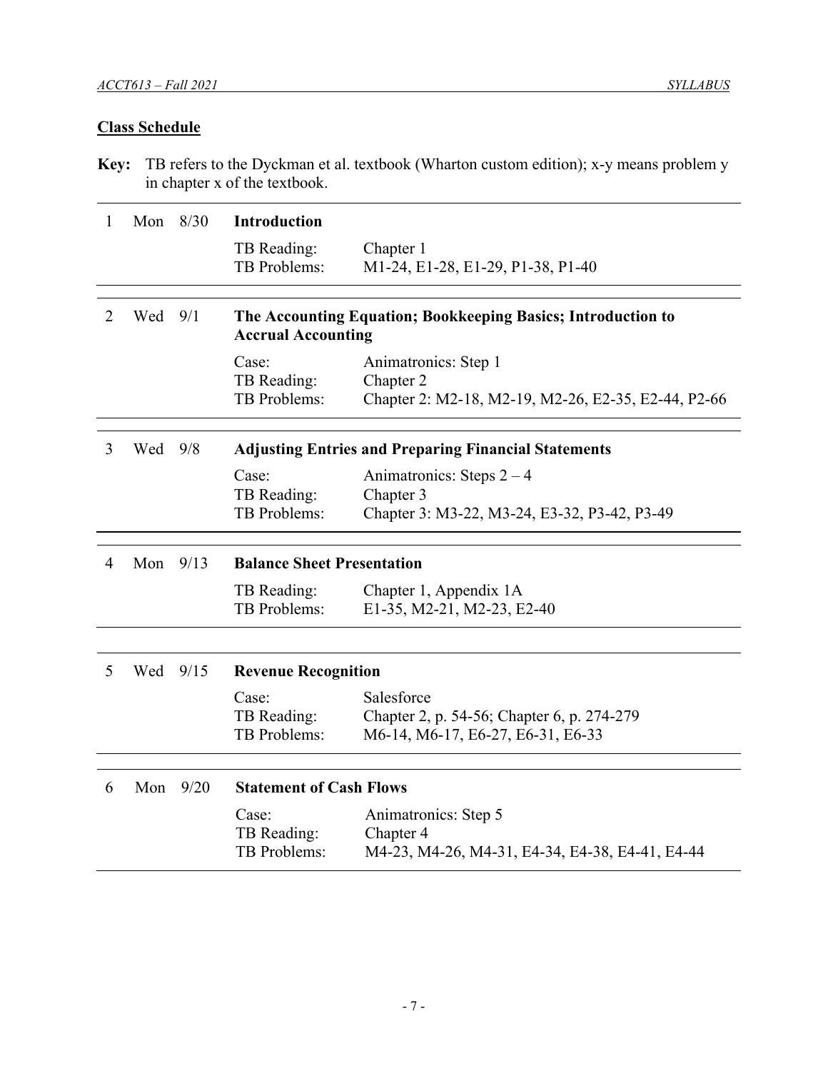## Class Schedule

**Key:** TB refers to the Dyckman et al. textbook (Wharton custom edition); x-y means problem y in chapter x of the textbook.

| # | Day | Date | Topic / Item | Details |
|---|---|---|---|---|
| 1 | Mon | 8/30 | **Introduction** | |
| | | | TB Reading: | Chapter 1 |
| | | | TB Problems: | M1-24, E1-28, E1-29, P1-38, P1-40 |
| 2 | Wed | 9/1 | **The Accounting Equation; Bookkeeping Basics; Introduction to Accrual Accounting** | |
| | | | Case: | Animatronics: Step 1 |
| | | | TB Reading: | Chapter 2 |
| | | | TB Problems: | Chapter 2: M2-18, M2-19, M2-26, E2-35, E2-44, P2-66 |
| 3 | Wed | 9/8 | **Adjusting Entries and Preparing Financial Statements** | |
| | | | Case: | Animatronics: Steps 2 – 4 |
| | | | TB Reading: | Chapter 3 |
| | | | TB Problems: | Chapter 3: M3-22, M3-24, E3-32, P3-42, P3-49 |
| 4 | Mon | 9/13 | **Balance Sheet Presentation** | |
| | | | TB Reading: | Chapter 1, Appendix 1A |
| | | | TB Problems: | E1-35, M2-21, M2-23, E2-40 |
| 5 | Wed | 9/15 | **Revenue Recognition** | |
| | | | Case: | Salesforce |
| | | | TB Reading: | Chapter 2, p. 54-56; Chapter 6, p. 274-279 |
| | | | TB Problems: | M6-14, M6-17, E6-27, E6-31, E6-33 |
| 6 | Mon | 9/20 | **Statement of Cash Flows** | |
| | | | Case: | Animatronics: Step 5 |
| | | | TB Reading: | Chapter 4 |
| | | | TB Problems: | M4-23, M4-26, M4-31, E4-34, E4-38, E4-41, E4-44 |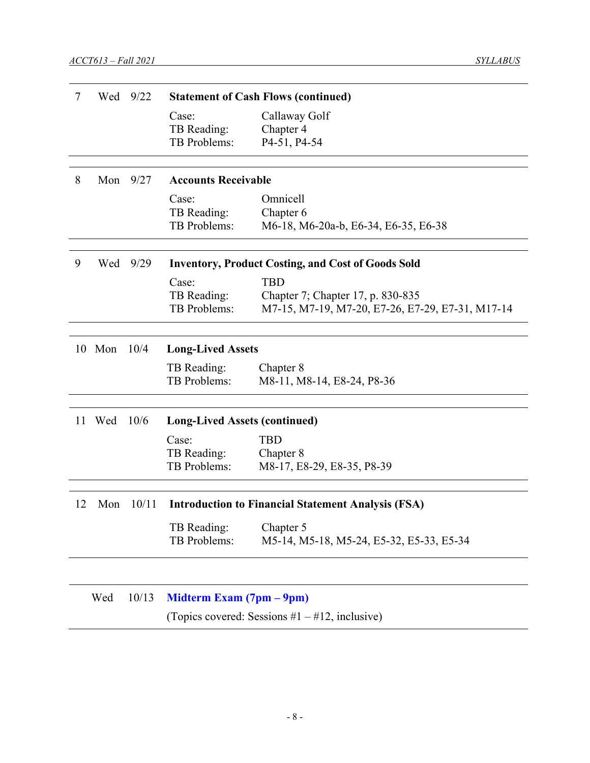| # | Day | Date | Topic |
|---|---|---|---|
| 7 | Wed | 9/22 | **Statement of Cash Flows (continued)**<br>Case: Callaway Golf<br>TB Reading: Chapter 4<br>TB Problems: P4-51, P4-54 |
| 8 | Mon | 9/27 | **Accounts Receivable**<br>Case: Omnicell<br>TB Reading: Chapter 6<br>TB Problems: M6-18, M6-20a-b, E6-34, E6-35, E6-38 |
| 9 | Wed | 9/29 | **Inventory, Product Costing, and Cost of Goods Sold**<br>Case: TBD<br>TB Reading: Chapter 7; Chapter 17, p. 830-835<br>TB Problems: M7-15, M7-19, M7-20, E7-26, E7-29, E7-31, M17-14 |
| 10 | Mon | 10/4 | **Long-Lived Assets**<br>TB Reading: Chapter 8<br>TB Problems: M8-11, M8-14, E8-24, P8-36 |
| 11 | Wed | 10/6 | **Long-Lived Assets (continued)**<br>Case: TBD<br>TB Reading: Chapter 8<br>TB Problems: M8-17, E8-29, E8-35, P8-39 |
| 12 | Mon | 10/11 | **Introduction to Financial Statement Analysis (FSA)**<br>TB Reading: Chapter 5<br>TB Problems: M5-14, M5-18, M5-24, E5-32, E5-33, E5-34 |
| | Wed | 10/13 | **Midterm Exam (7pm – 9pm)**<br>(Topics covered: Sessions #1 – #12, inclusive) |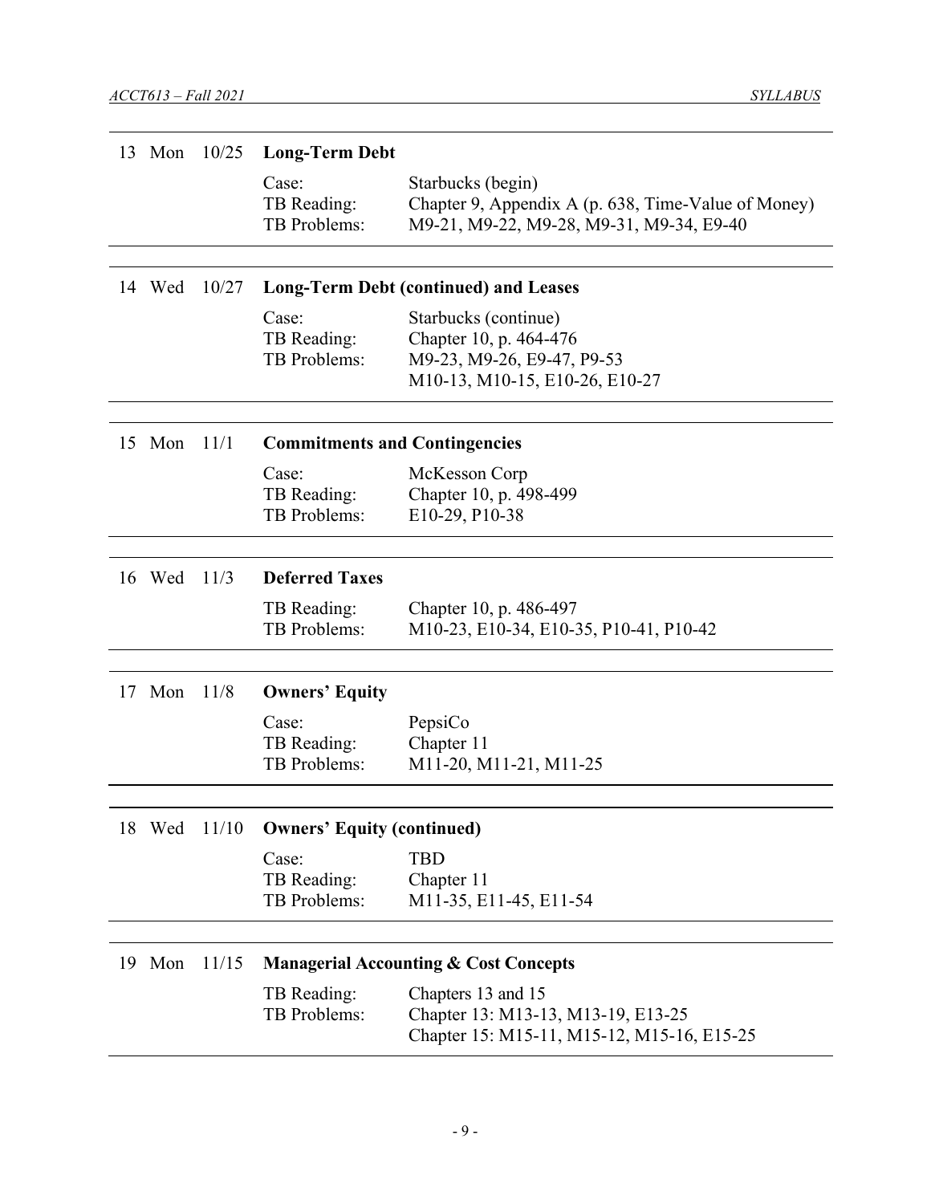| # | Day | Date | Topic | | |
|---|---|---|---|---|---|
| 13 | Mon | 10/25 | **Long-Term Debt** | | |
| | | | | Case: | Starbucks (begin) |
| | | | | TB Reading: | Chapter 9, Appendix A (p. 638, Time-Value of Money) |
| | | | | TB Problems: | M9-21, M9-22, M9-28, M9-31, M9-34, E9-40 |
| 14 | Wed | 10/27 | **Long-Term Debt (continued) and Leases** | | |
| | | | | Case: | Starbucks (continue) |
| | | | | TB Reading: | Chapter 10, p. 464-476 |
| | | | | TB Problems: | M9-23, M9-26, E9-47, P9-53<br>M10-13, M10-15, E10-26, E10-27 |
| 15 | Mon | 11/1 | **Commitments and Contingencies** | | |
| | | | | Case: | McKesson Corp |
| | | | | TB Reading: | Chapter 10, p. 498-499 |
| | | | | TB Problems: | E10-29, P10-38 |
| 16 | Wed | 11/3 | **Deferred Taxes** | | |
| | | | | TB Reading: | Chapter 10, p. 486-497 |
| | | | | TB Problems: | M10-23, E10-34, E10-35, P10-41, P10-42 |
| 17 | Mon | 11/8 | **Owners' Equity** | | |
| | | | | Case: | PepsiCo |
| | | | | TB Reading: | Chapter 11 |
| | | | | TB Problems: | M11-20, M11-21, M11-25 |
| 18 | Wed | 11/10 | **Owners' Equity (continued)** | | |
| | | | | Case: | TBD |
| | | | | TB Reading: | Chapter 11 |
| | | | | TB Problems: | M11-35, E11-45, E11-54 |
| 19 | Mon | 11/15 | **Managerial Accounting & Cost Concepts** | | |
| | | | | TB Reading: | Chapters 13 and 15 |
| | | | | TB Problems: | Chapter 13: M13-13, M13-19, E13-25<br>Chapter 15: M15-11, M15-12, M15-16, E15-25 |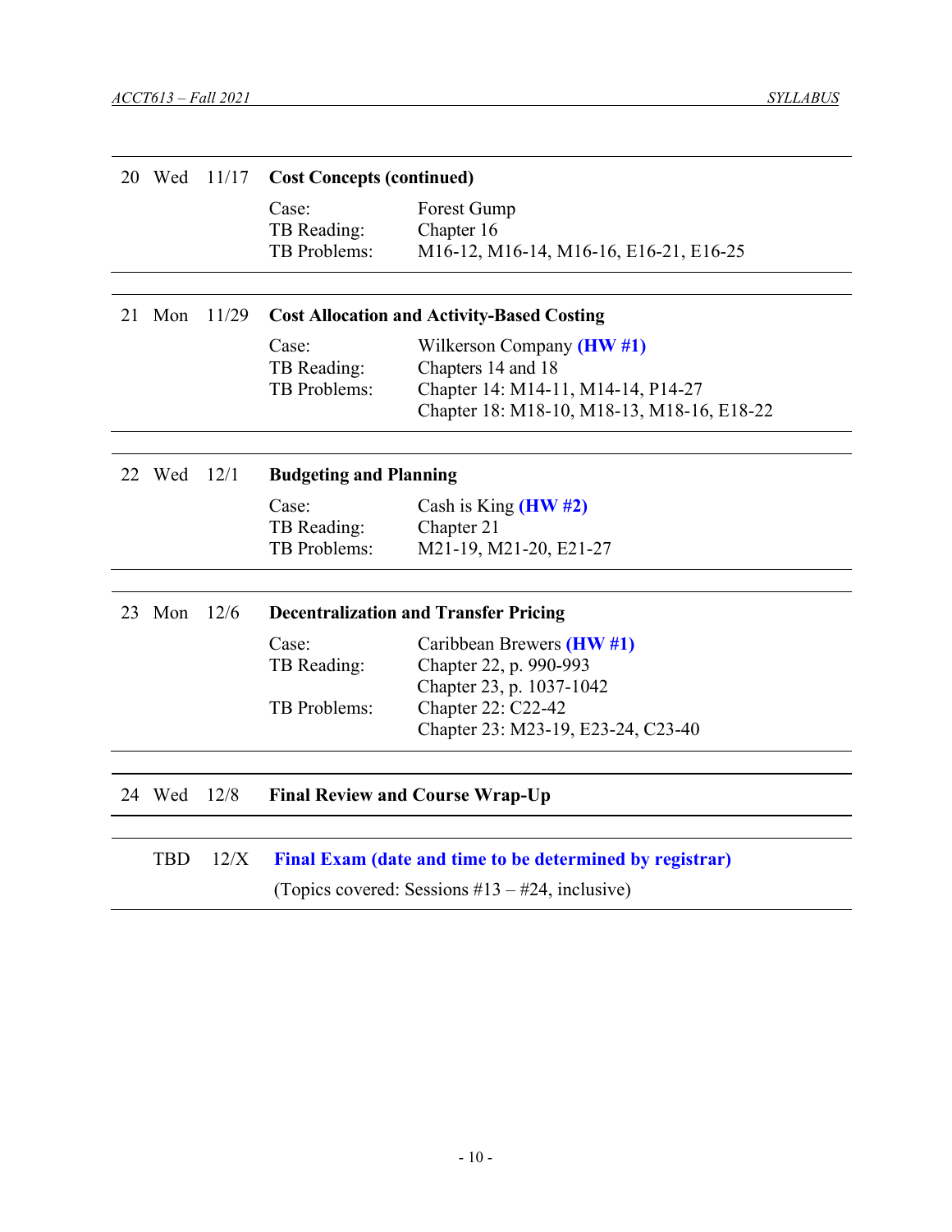| | | | | |
|---|---|---|---|---|
| 20 | Wed | 11/17 | **Cost Concepts (continued)** | |
| | | | Case: | Forest Gump |
| | | | TB Reading: | Chapter 16 |
| | | | TB Problems: | M16-12, M16-14, M16-16, E16-21, E16-25 |
| 21 | Mon | 11/29 | **Cost Allocation and Activity-Based Costing** | |
| | | | Case: | Wilkerson Company **(HW #1)** |
| | | | TB Reading: | Chapters 14 and 18 |
| | | | TB Problems: | Chapter 14: M14-11, M14-14, P14-27 |
| | | | | Chapter 18: M18-10, M18-13, M18-16, E18-22 |
| 22 | Wed | 12/1 | **Budgeting and Planning** | |
| | | | Case: | Cash is King **(HW #2)** |
| | | | TB Reading: | Chapter 21 |
| | | | TB Problems: | M21-19, M21-20, E21-27 |
| 23 | Mon | 12/6 | **Decentralization and Transfer Pricing** | |
| | | | Case: | Caribbean Brewers **(HW #1)** |
| | | | TB Reading: | Chapter 22, p. 990-993 |
| | | | | Chapter 23, p. 1037-1042 |
| | | | TB Problems: | Chapter 22: C22-42 |
| | | | | Chapter 23: M23-19, E23-24, C23-40 |
| 24 | Wed | 12/8 | **Final Review and Course Wrap-Up** | |
| | TBD | 12/X | **Final Exam (date and time to be determined by registrar)** | |
| | | | (Topics covered: Sessions #13 – #24, inclusive) | |